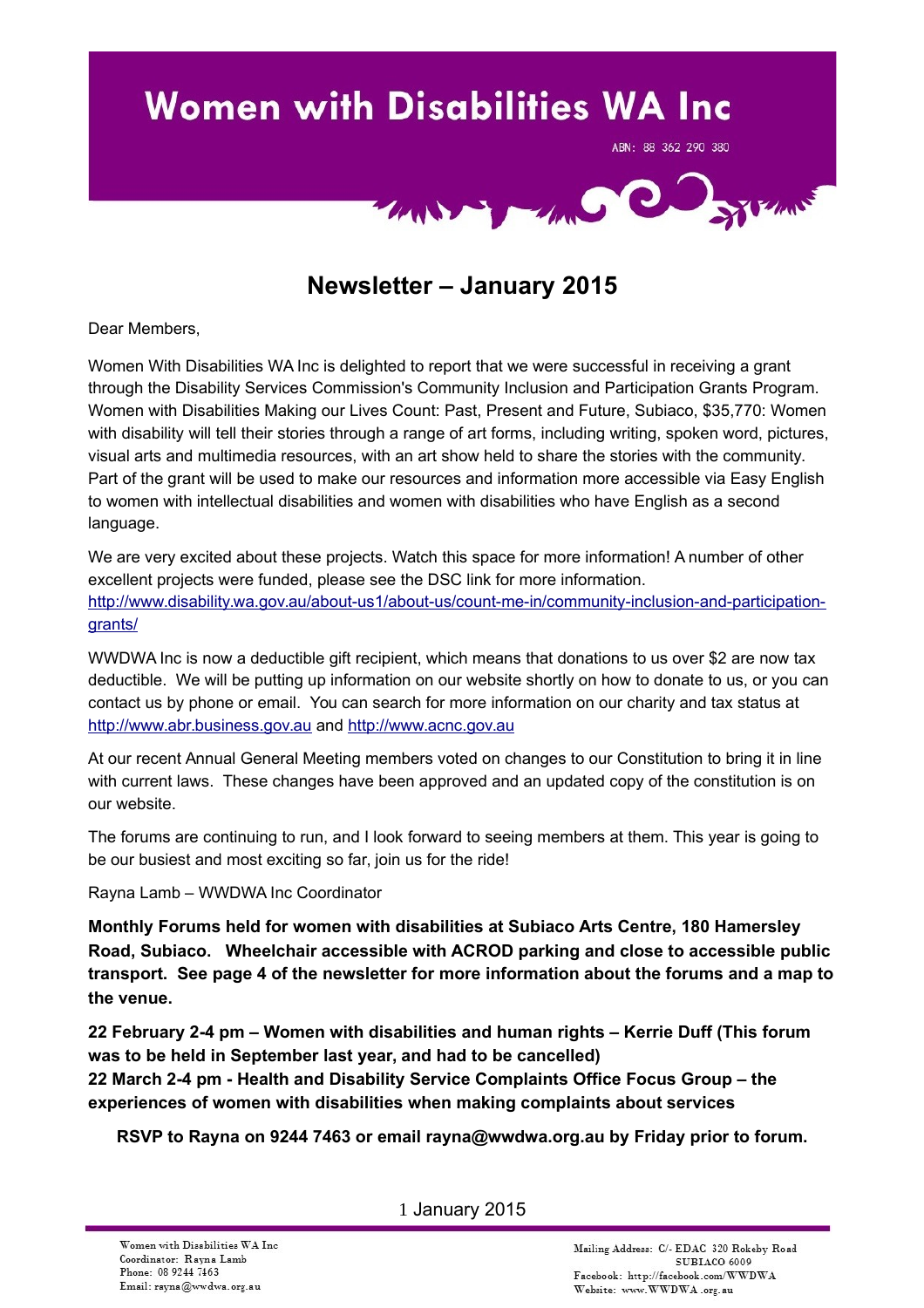# Women with Disabilities WA Inc

ABN: 88 362 290 380

## Newsletter – January 2015

Dear Members,

Women With Disabilities WA Inc is delighted to report that we were successful in receiving a grant through the Disability Services Commission's Community Inclusion and Participation Grants Program. Women with Disabilities Making our Lives Count: Past, Present and Future, Subiaco, $35,770: Women with disability will tell their stories through a range of art forms, including writing, spoken word, pictures, visual arts and multimedia resources, with an art show held to share the stories with the community. Part of the grant will be used to make our resources and information more accessible via Easy English to women with intellectual disabilities and women with disabilities who have English as a second language.

We are very excited about these projects. Watch this space for more information! A number of other excellent projects were funded, please see the DSC link for more information. http://www.disability.wa.gov.au/about-us1/about-us/count-me-in/community-inclusion-and-participation-grants/

WWDWA Inc is now a deductible gift recipient, which means that donations to us over $2 are now tax deductible. We will be putting up information on our website shortly on how to donate to us, or you can contact us by phone or email. You can search for more information on our charity and tax status at http://www.abr.business.gov.au and http://www.acnc.gov.au

At our recent Annual General Meeting members voted on changes to our Constitution to bring it in line with current laws. These changes have been approved and an updated copy of the constitution is on our website.

The forums are continuing to run, and I look forward to seeing members at them. This year is going to be our busiest and most exciting so far, join us for the ride!

Rayna Lamb – WWDWA Inc Coordinator

**Monthly Forums held for women with disabilities at Subiaco Arts Centre, 180 Hamersley Road, Subiaco. Wheelchair accessible with ACROD parking and close to accessible public transport. See page 4 of the newsletter for more information about the forums and a map to the venue.**

**22 February 2-4 pm – Women with disabilities and human rights – Kerrie Duff (This forum was to be held in September last year, and had to be cancelled)**
**22 March 2-4 pm - Health and Disability Service Complaints Office Focus Group – the experiences of women with disabilities when making complaints about services**

**RSVP to Rayna on 9244 7463 or email rayna@wwdwa.org.au by Friday prior to forum.**

Women with Disabilities WA Inc
Coordinator: Rayna Lamb
Phone: 08 9244 7463
Email: rayna@wwdwa.org.au

Mailing Address: C/- EDAC 320 Rokeby Road SUBIACO 6009
Facebook: http://facebook.com/WWDWA
Website: www.WWDWA.org.au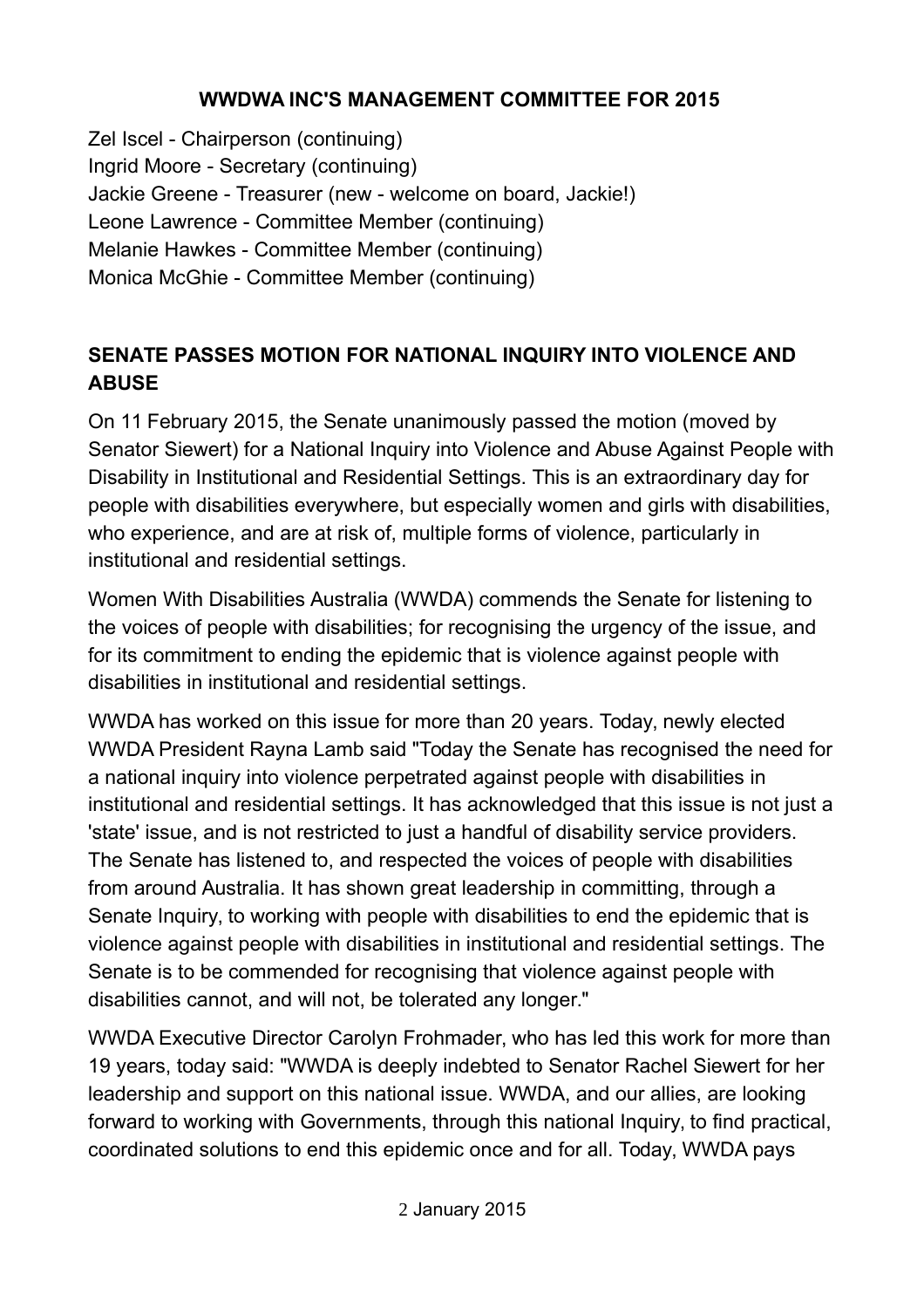**WWDWA INC'S MANAGEMENT COMMITTEE FOR 2015**

Zel Iscel - Chairperson (continuing)
Ingrid Moore - Secretary (continuing)
Jackie Greene - Treasurer (new - welcome on board, Jackie!)
Leone Lawrence - Committee Member (continuing)
Melanie Hawkes - Committee Member (continuing)
Monica McGhie - Committee Member (continuing)

## SENATE PASSES MOTION FOR NATIONAL INQUIRY INTO VIOLENCE AND ABUSE

On 11 February 2015, the Senate unanimously passed the motion (moved by Senator Siewert) for a National Inquiry into Violence and Abuse Against People with Disability in Institutional and Residential Settings. This is an extraordinary day for people with disabilities everywhere, but especially women and girls with disabilities, who experience, and are at risk of, multiple forms of violence, particularly in institutional and residential settings.

Women With Disabilities Australia (WWDA) commends the Senate for listening to the voices of people with disabilities; for recognising the urgency of the issue, and for its commitment to ending the epidemic that is violence against people with disabilities in institutional and residential settings.

WWDA has worked on this issue for more than 20 years. Today, newly elected WWDA President Rayna Lamb said "Today the Senate has recognised the need for a national inquiry into violence perpetrated against people with disabilities in institutional and residential settings. It has acknowledged that this issue is not just a 'state' issue, and is not restricted to just a handful of disability service providers. The Senate has listened to, and respected the voices of people with disabilities from around Australia. It has shown great leadership in committing, through a Senate Inquiry, to working with people with disabilities to end the epidemic that is violence against people with disabilities in institutional and residential settings. The Senate is to be commended for recognising that violence against people with disabilities cannot, and will not, be tolerated any longer."

WWDA Executive Director Carolyn Frohmader, who has led this work for more than 19 years, today said: "WWDA is deeply indebted to Senator Rachel Siewert for her leadership and support on this national issue. WWDA, and our allies, are looking forward to working with Governments, through this national Inquiry, to find practical, coordinated solutions to end this epidemic once and for all. Today, WWDA pays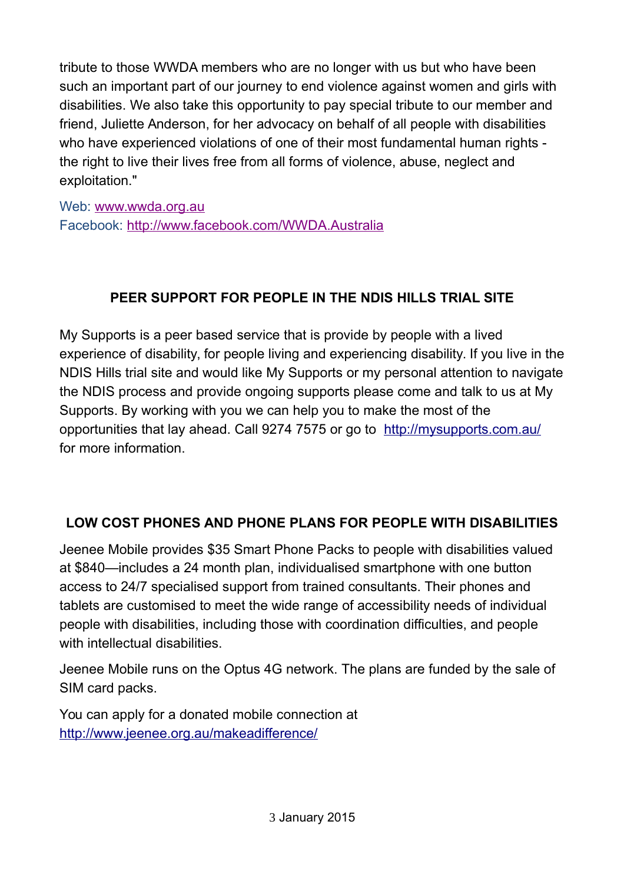tribute to those WWDA members who are no longer with us but who have been such an important part of our journey to end violence against women and girls with disabilities. We also take this opportunity to pay special tribute to our member and friend, Juliette Anderson, for her advocacy on behalf of all people with disabilities who have experienced violations of one of their most fundamental human rights - the right to live their lives free from all forms of violence, abuse, neglect and exploitation."

Web: [www.wwda.org.au](http://www.wwda.org.au)
Facebook: [http://www.facebook.com/WWDA.Australia](http://www.facebook.com/WWDA.Australia)

## PEER SUPPORT FOR PEOPLE IN THE NDIS HILLS TRIAL SITE

My Supports is a peer based service that is provide by people with a lived experience of disability, for people living and experiencing disability. If you live in the NDIS Hills trial site and would like My Supports or my personal attention to navigate the NDIS process and provide ongoing supports please come and talk to us at My Supports. By working with you we can help you to make the most of the opportunities that lay ahead. Call 9274 7575 or go to [http://mysupports.com.au/](http://mysupports.com.au/) for more information.

## LOW COST PHONES AND PHONE PLANS FOR PEOPLE WITH DISABILITIES

Jeenee Mobile provides $35 Smart Phone Packs to people with disabilities valued at $840—includes a 24 month plan, individualised smartphone with one button access to 24/7 specialised support from trained consultants. Their phones and tablets are customised to meet the wide range of accessibility needs of individual people with disabilities, including those with coordination difficulties, and people with intellectual disabilities.

Jeenee Mobile runs on the Optus 4G network. The plans are funded by the sale of SIM card packs.

You can apply for a donated mobile connection at [http://www.jeenee.org.au/makeadifference/](http://www.jeenee.org.au/makeadifference/)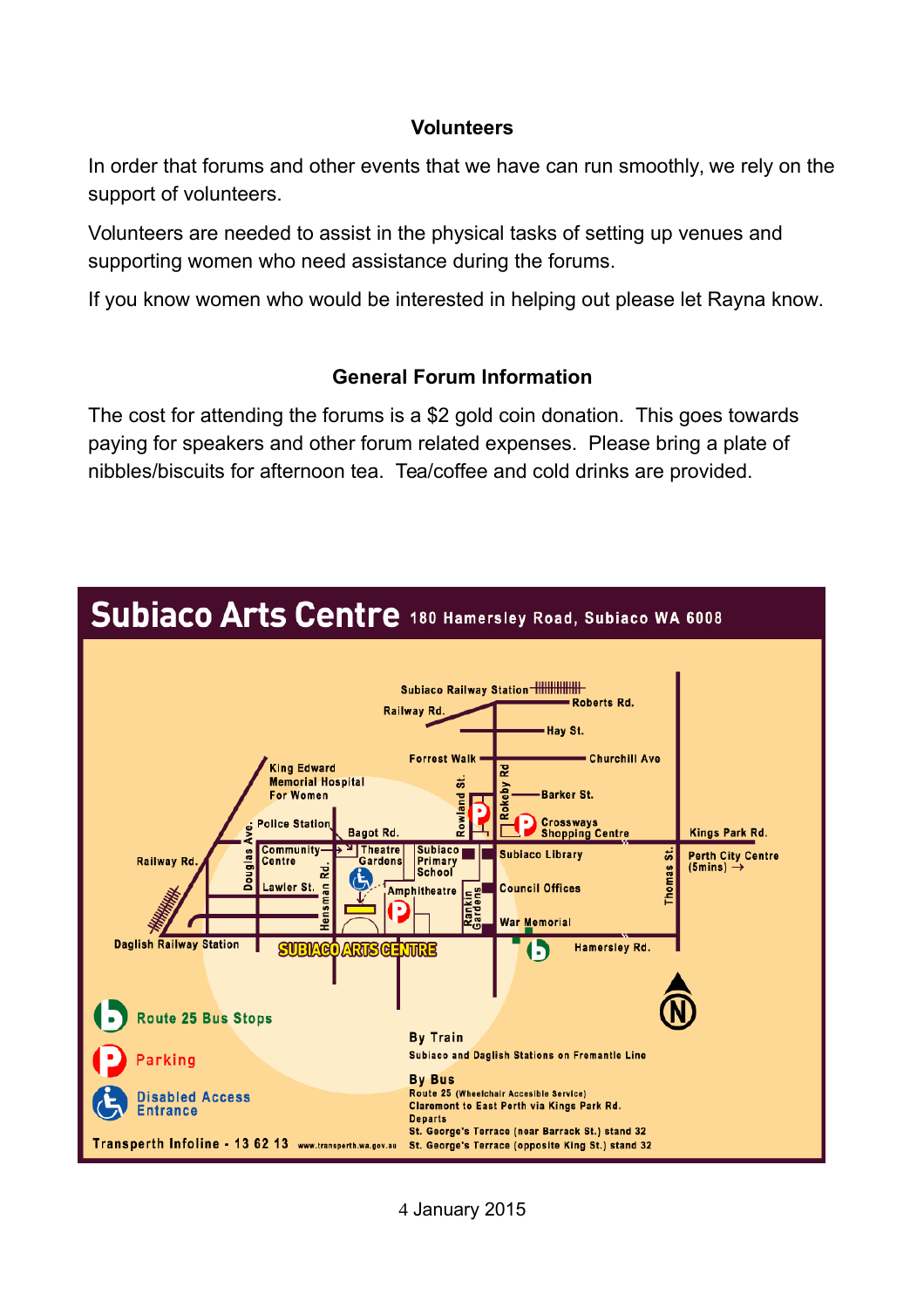### Volunteers

In order that forums and other events that we have can run smoothly, we rely on the support of volunteers.

Volunteers are needed to assist in the physical tasks of setting up venues and supporting women who need assistance during the forums.

If you know women who would be interested in helping out please let Rayna know.

### General Forum Information

The cost for attending the forums is a $2 gold coin donation. This goes towards paying for speakers and other forum related expenses. Please bring a plate of nibbles/biscuits for afternoon tea. Tea/coffee and cold drinks are provided.

## Subiaco Arts Centre 180 Hamersley Road, Subiaco WA 6008

Subiaco Railway Station
Roberts Rd.
Railway Rd.
Hay St.
Forrest Walk
Churchill Ave
King Edward Memorial Hospital For Women
Rowland St.
Rokeby Rd
Barker St.
Police Station
Bagot Rd.
Crossways Shopping Centre
Kings Park Rd.
Douglas Ave.
Community Centre
Theatre Gardens
Subiaco Primary School
Subiaco Library
Railway Rd.
Perth City Centre (5mins) →
Thomas St.
Lawler St.
Hensman Rd.
Amphitheatre
Rankin Gardens
Council Offices
War Memorial
Daglish Railway Station
SUBIACO ARTS CENTRE
Hamersley Rd.
N

Route 25 Bus Stops

Parking

Disabled Access Entrance

**By Train**
Subiaco and Daglish Stations on Fremantle Line

**By Bus**
Route 25 (Wheelchair Accessible Service)
Claremont to East Perth via Kings Park Rd.
Departs
St. George's Terrace (near Barrack St.) stand 32
St. George's Terrace (opposite King St.) stand 32

Transperth Infoline - 13 62 13 www.transperth.wa.gov.au